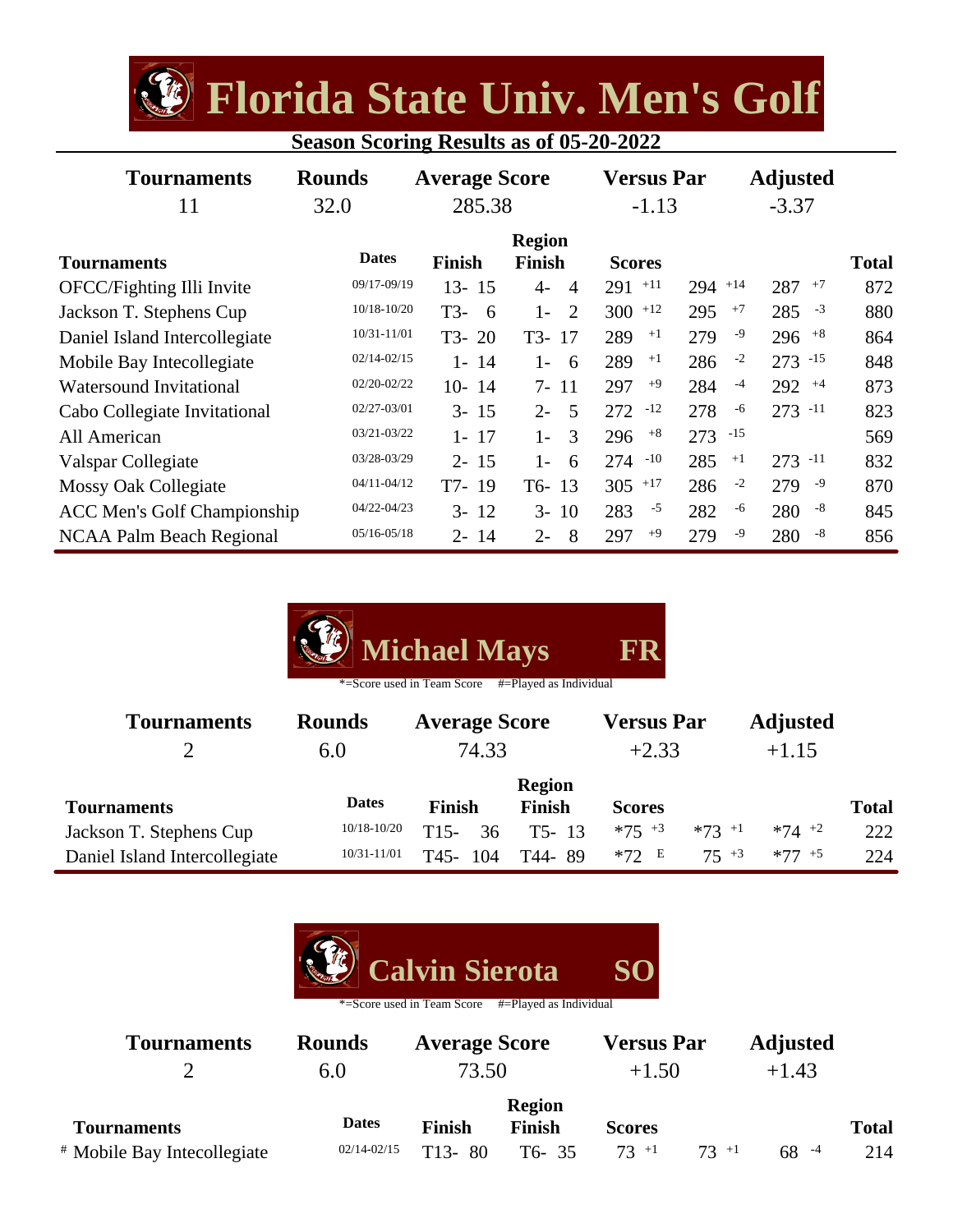# Florida State Univ. Men's Golf

**Season Scoring Results as of 05-20-2022**

| Tournaments | Rounds | Average Score | Versus Par | Adjusted |
|---|---|---|---|---|
| 11 | 32.0 | 285.38 | -1.13 | -3.37 |

| Tournaments | Dates | Finish | Region Finish | Scores | | | Total |
|---|---|---|---|---|---|---|---|
| OFCC/Fighting Illi Invite | 09/17-09/19 | 13- 15 | 4- 4 | 291 +11 | 294 +14 | 287 +7 | 872 |
| Jackson T. Stephens Cup | 10/18-10/20 | T3- 6 | 1- 2 | 300 +12 | 295 +7 | 285 -3 | 880 |
| Daniel Island Intercollegiate | 10/31-11/01 | T3- 20 | T3- 17 | 289 +1 | 279 -9 | 296 +8 | 864 |
| Mobile Bay Intecollegiate | 02/14-02/15 | 1- 14 | 1- 6 | 289 +1 | 286 -2 | 273 -15 | 848 |
| Watersound Invitational | 02/20-02/22 | 10- 14 | 7- 11 | 297 +9 | 284 -4 | 292 +4 | 873 |
| Cabo Collegiate Invitational | 02/27-03/01 | 3- 15 | 2- 5 | 272 -12 | 278 -6 | 273 -11 | 823 |
| All American | 03/21-03/22 | 1- 17 | 1- 3 | 296 +8 | 273 -15 | | 569 |
| Valspar Collegiate | 03/28-03/29 | 2- 15 | 1- 6 | 274 -10 | 285 +1 | 273 -11 | 832 |
| Mossy Oak Collegiate | 04/11-04/12 | T7- 19 | T6- 13 | 305 +17 | 286 -2 | 279 -9 | 870 |
| ACC Men's Golf Championship | 04/22-04/23 | 3- 12 | 3- 10 | 283 -5 | 282 -6 | 280 -8 | 845 |
| NCAA Palm Beach Regional | 05/16-05/18 | 2- 14 | 2- 8 | 297 +9 | 279 -9 | 280 -8 | 856 |

## Michael Mays FR

*=Score used in Team Score #=Played as Individual

| Tournaments | Rounds | Average Score | Versus Par | Adjusted |
|---|---|---|---|---|
| 2 | 6.0 | 74.33 | +2.33 | +1.15 |

| Tournaments | Dates | Finish | Region Finish | Scores | | | Total |
|---|---|---|---|---|---|---|---|
| Jackson T. Stephens Cup | 10/18-10/20 | T15- 36 | T5- 13 | *75 +3 | *73 +1 | *74 +2 | 222 |
| Daniel Island Intercollegiate | 10/31-11/01 | T45- 104 | T44- 89 | *72 E | 75 +3 | *77 +5 | 224 |

## Calvin Sierota SO

*=Score used in Team Score #=Played as Individual

| Tournaments | Rounds | Average Score | Versus Par | Adjusted |
|---|---|---|---|---|
| 2 | 6.0 | 73.50 | +1.50 | +1.43 |

| Tournaments | Dates | Finish | Region Finish | Scores | | | Total |
|---|---|---|---|---|---|---|---|
| # Mobile Bay Intecollegiate | 02/14-02/15 | T13- 80 | T6- 35 | 73 +1 | 73 +1 | 68 -4 | 214 |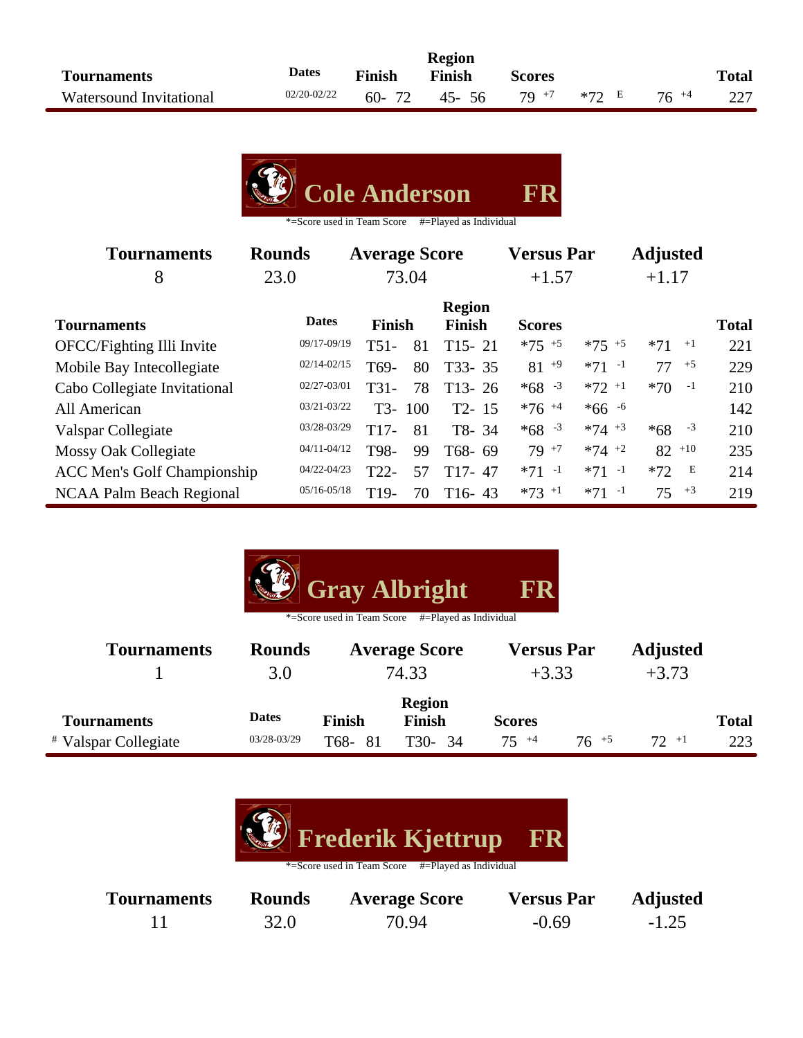| Tournaments | Dates | Finish | Region Finish | Scores | | | Total |
|---|---|---|---|---|---|---|---|
| Watersound Invitational | 02/20-02/22 | 60- 72 | 45- 56 | 79 +7 | *72 E | 76 +4 | 227 |

## Cole Anderson FR

*=Score used in Team Score #=Played as Individual

| Tournaments | Rounds | Average Score | Versus Par | Adjusted |
|---|---|---|---|---|
| 8 | 23.0 | 73.04 | +1.57 | +1.17 |

| Tournaments | Dates | Finish | Region Finish | Scores | | | Total |
|---|---|---|---|---|---|---|---|
| OFCC/Fighting Illi Invite | 09/17-09/19 | T51- 81 | T15- 21 | *75 +5 | *75 +5 | *71 +1 | 221 |
| Mobile Bay Intecollegiate | 02/14-02/15 | T69- 80 | T33- 35 | 81 +9 | *71 -1 | 77 +5 | 229 |
| Cabo Collegiate Invitational | 02/27-03/01 | T31- 78 | T13- 26 | *68 -3 | *72 +1 | *70 -1 | 210 |
| All American | 03/21-03/22 | T3- 100 | T2- 15 | *76 +4 | *66 -6 | | 142 |
| Valspar Collegiate | 03/28-03/29 | T17- 81 | T8- 34 | *68 -3 | *74 +3 | *68 -3 | 210 |
| Mossy Oak Collegiate | 04/11-04/12 | T98- 99 | T68- 69 | 79 +7 | *74 +2 | 82 +10 | 235 |
| ACC Men's Golf Championship | 04/22-04/23 | T22- 57 | T17- 47 | *71 -1 | *71 -1 | *72 E | 214 |
| NCAA Palm Beach Regional | 05/16-05/18 | T19- 70 | T16- 43 | *73 +1 | *71 -1 | 75 +3 | 219 |

## Gray Albright FR

*=Score used in Team Score #=Played as Individual

| Tournaments | Rounds | Average Score | Versus Par | Adjusted |
|---|---|---|---|---|
| 1 | 3.0 | 74.33 | +3.33 | +3.73 |

| Tournaments | Dates | Finish | Region Finish | Scores | | | Total |
|---|---|---|---|---|---|---|---|
| # Valspar Collegiate | 03/28-03/29 | T68- 81 | T30- 34 | 75 +4 | 76 +5 | 72 +1 | 223 |

## Frederik Kjettrup FR

*=Score used in Team Score #=Played as Individual

| Tournaments | Rounds | Average Score | Versus Par | Adjusted |
|---|---|---|---|---|
| 11 | 32.0 | 70.94 | -0.69 | -1.25 |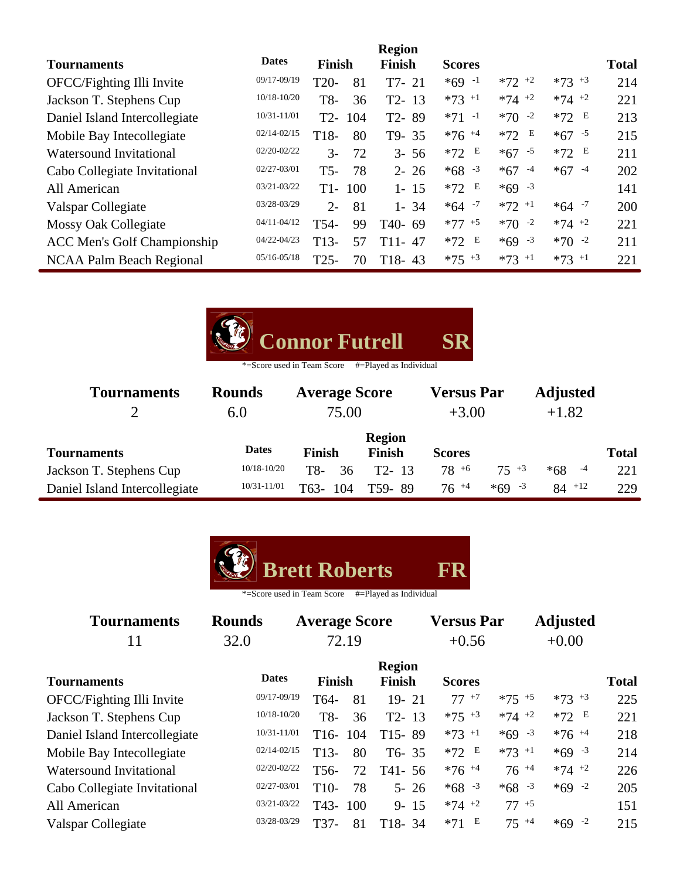| Tournaments | Dates | Finish | Region Finish | Scores | | | Total |
|---|---|---|---|---|---|---|---|
| OFCC/Fighting Illi Invite | 09/17-09/19 | T20- 81 | T7- 21 | *69 -1 | *72 +2 | *73 +3 | 214 |
| Jackson T. Stephens Cup | 10/18-10/20 | T8- 36 | T2- 13 | *73 +1 | *74 +2 | *74 +2 | 221 |
| Daniel Island Intercollegiate | 10/31-11/01 | T2- 104 | T2- 89 | *71 -1 | *70 -2 | *72 E | 213 |
| Mobile Bay Intecollegiate | 02/14-02/15 | T18- 80 | T9- 35 | *76 +4 | *72 E | *67 -5 | 215 |
| Watersound Invitational | 02/20-02/22 | 3- 72 | 3- 56 | *72 E | *67 -5 | *72 E | 211 |
| Cabo Collegiate Invitational | 02/27-03/01 | T5- 78 | 2- 26 | *68 -3 | *67 -4 | *67 -4 | 202 |
| All American | 03/21-03/22 | T1- 100 | 1- 15 | *72 E | *69 -3 | | 141 |
| Valspar Collegiate | 03/28-03/29 | 2- 81 | 1- 34 | *64 -7 | *72 +1 | *64 -7 | 200 |
| Mossy Oak Collegiate | 04/11-04/12 | T54- 99 | T40- 69 | *77 +5 | *70 -2 | *74 +2 | 221 |
| ACC Men's Golf Championship | 04/22-04/23 | T13- 57 | T11- 47 | *72 E | *69 -3 | *70 -2 | 211 |
| NCAA Palm Beach Regional | 05/16-05/18 | T25- 70 | T18- 43 | *75 +3 | *73 +1 | *73 +1 | 221 |

## Connor Futrell SR

*=Score used in Team Score #=Played as Individual

| Tournaments | Rounds | Average Score | Versus Par | Adjusted |
|---|---|---|---|---|
| 2 | 6.0 | 75.00 | +3.00 | +1.82 |

| Tournaments | Dates | Finish | Region Finish | Scores | | | Total |
|---|---|---|---|---|---|---|---|
| Jackson T. Stephens Cup | 10/18-10/20 | T8- 36 | T2- 13 | 78 +6 | 75 +3 | *68 -4 | 221 |
| Daniel Island Intercollegiate | 10/31-11/01 | T63- 104 | T59- 89 | 76 +4 | *69 -3 | 84 +12 | 229 |

## Brett Roberts FR

*=Score used in Team Score #=Played as Individual

| Tournaments | Rounds | Average Score | Versus Par | Adjusted |
|---|---|---|---|---|
| 11 | 32.0 | 72.19 | +0.56 | +0.00 |

| Tournaments | Dates | Finish | Region Finish | Scores | | | Total |
|---|---|---|---|---|---|---|---|
| OFCC/Fighting Illi Invite | 09/17-09/19 | T64- 81 | 19- 21 | 77 +7 | *75 +5 | *73 +3 | 225 |
| Jackson T. Stephens Cup | 10/18-10/20 | T8- 36 | T2- 13 | *75 +3 | *74 +2 | *72 E | 221 |
| Daniel Island Intercollegiate | 10/31-11/01 | T16- 104 | T15- 89 | *73 +1 | *69 -3 | *76 +4 | 218 |
| Mobile Bay Intecollegiate | 02/14-02/15 | T13- 80 | T6- 35 | *72 E | *73 +1 | *69 -3 | 214 |
| Watersound Invitational | 02/20-02/22 | T56- 72 | T41- 56 | *76 +4 | 76 +4 | *74 +2 | 226 |
| Cabo Collegiate Invitational | 02/27-03/01 | T10- 78 | 5- 26 | *68 -3 | *68 -3 | *69 -2 | 205 |
| All American | 03/21-03/22 | T43- 100 | 9- 15 | *74 +2 | 77 +5 | | 151 |
| Valspar Collegiate | 03/28-03/29 | T37- 81 | T18- 34 | *71 E | 75 +4 | *69 -2 | 215 |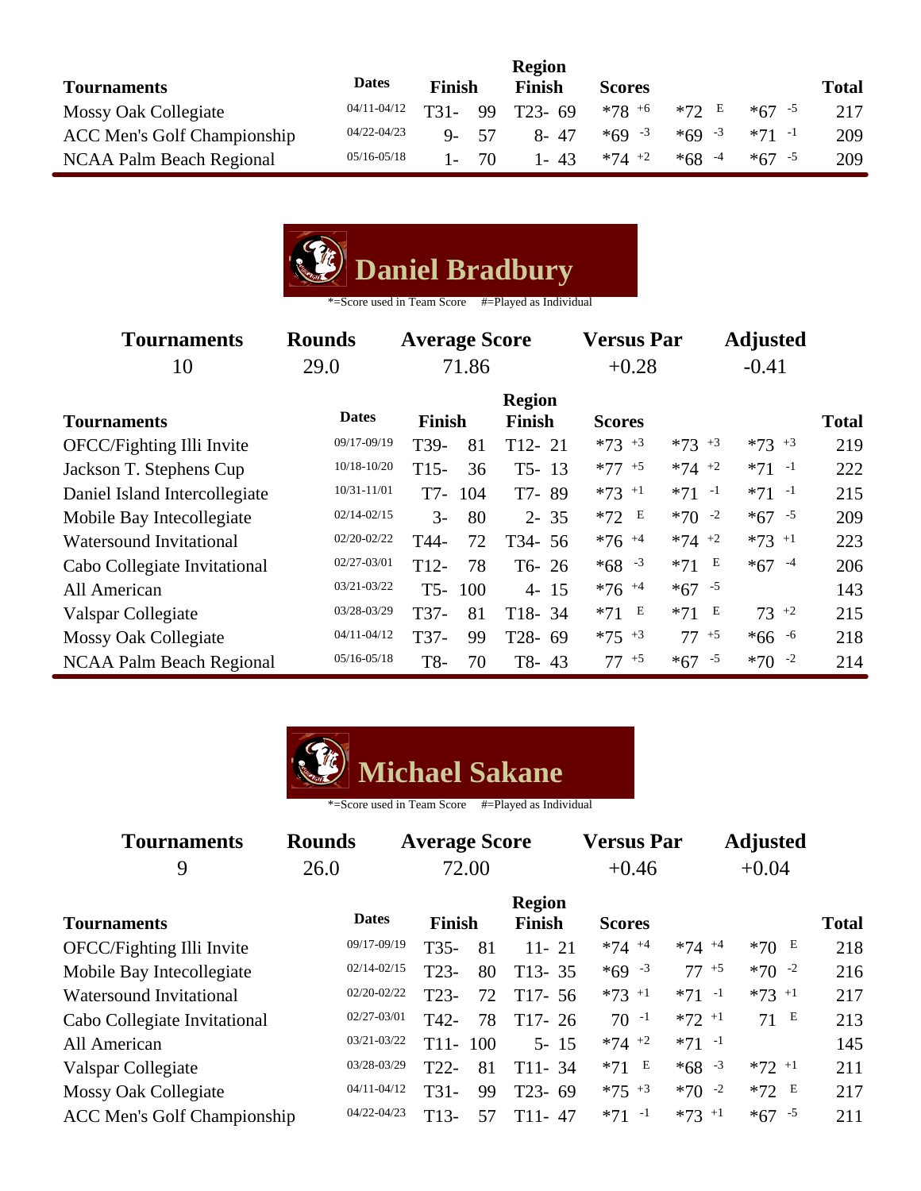| Tournaments | Dates | Finish | Region Finish | Scores | | | Total |
|---|---|---|---|---|---|---|---|
| Mossy Oak Collegiate | 04/11-04/12 | T31- 99 | T23- 69 | *78 +6 | *72 E | *67 -5 | 217 |
| ACC Men's Golf Championship | 04/22-04/23 | 9- 57 | 8- 47 | *69 -3 | *69 -3 | *71 -1 | 209 |
| NCAA Palm Beach Regional | 05/16-05/18 | 1- 70 | 1- 43 | *74 +2 | *68 -4 | *67 -5 | 209 |

## Daniel Bradbury

*=Score used in Team Score #=Played as Individual

| Tournaments | Rounds | Average Score | Versus Par | Adjusted |
|---|---|---|---|---|
| 10 | 29.0 | 71.86 | +0.28 | -0.41 |

| Tournaments | Dates | Finish | Region Finish | Scores | | | Total |
|---|---|---|---|---|---|---|---|
| OFCC/Fighting Illi Invite | 09/17-09/19 | T39- 81 | T12- 21 | *73 +3 | *73 +3 | *73 +3 | 219 |
| Jackson T. Stephens Cup | 10/18-10/20 | T15- 36 | T5- 13 | *77 +5 | *74 +2 | *71 -1 | 222 |
| Daniel Island Intercollegiate | 10/31-11/01 | T7- 104 | T7- 89 | *73 +1 | *71 -1 | *71 -1 | 215 |
| Mobile Bay Intecollegiate | 02/14-02/15 | 3- 80 | 2- 35 | *72 E | *70 -2 | *67 -5 | 209 |
| Watersound Invitational | 02/20-02/22 | T44- 72 | T34- 56 | *76 +4 | *74 +2 | *73 +1 | 223 |
| Cabo Collegiate Invitational | 02/27-03/01 | T12- 78 | T6- 26 | *68 -3 | *71 E | *67 -4 | 206 |
| All American | 03/21-03/22 | T5- 100 | 4- 15 | *76 +4 | *67 -5 | | 143 |
| Valspar Collegiate | 03/28-03/29 | T37- 81 | T18- 34 | *71 E | *71 E | 73 +2 | 215 |
| Mossy Oak Collegiate | 04/11-04/12 | T37- 99 | T28- 69 | *75 +3 | 77 +5 | *66 -6 | 218 |
| NCAA Palm Beach Regional | 05/16-05/18 | T8- 70 | T8- 43 | 77 +5 | *67 -5 | *70 -2 | 214 |

## Michael Sakane

*=Score used in Team Score #=Played as Individual

| Tournaments | Rounds | Average Score | Versus Par | Adjusted |
|---|---|---|---|---|
| 9 | 26.0 | 72.00 | +0.46 | +0.04 |

| Tournaments | Dates | Finish | Region Finish | Scores | | | Total |
|---|---|---|---|---|---|---|---|
| OFCC/Fighting Illi Invite | 09/17-09/19 | T35- 81 | 11- 21 | *74 +4 | *74 +4 | *70 E | 218 |
| Mobile Bay Intecollegiate | 02/14-02/15 | T23- 80 | T13- 35 | *69 -3 | 77 +5 | *70 -2 | 216 |
| Watersound Invitational | 02/20-02/22 | T23- 72 | T17- 56 | *73 +1 | *71 -1 | *73 +1 | 217 |
| Cabo Collegiate Invitational | 02/27-03/01 | T42- 78 | T17- 26 | 70 -1 | *72 +1 | 71 E | 213 |
| All American | 03/21-03/22 | T11- 100 | 5- 15 | *74 +2 | *71 -1 | | 145 |
| Valspar Collegiate | 03/28-03/29 | T22- 81 | T11- 34 | *71 E | *68 -3 | *72 +1 | 211 |
| Mossy Oak Collegiate | 04/11-04/12 | T31- 99 | T23- 69 | *75 +3 | *70 -2 | *72 E | 217 |
| ACC Men's Golf Championship | 04/22-04/23 | T13- 57 | T11- 47 | *71 -1 | *73 +1 | *67 -5 | 211 |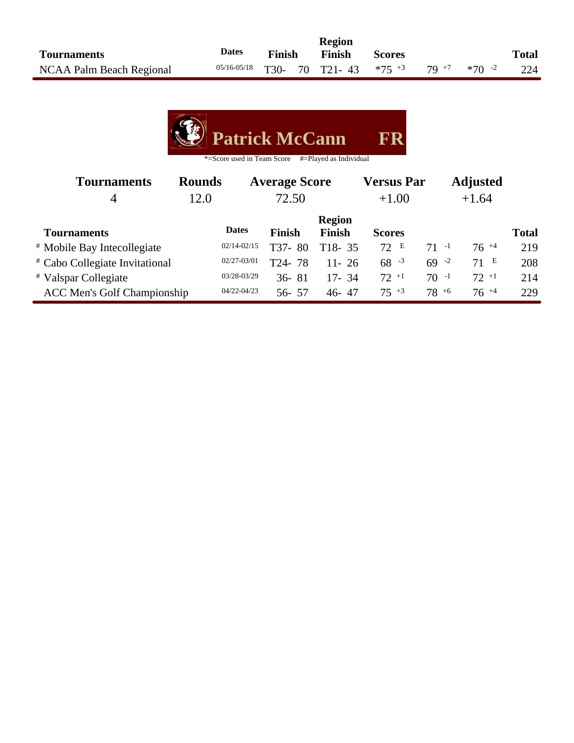| Tournaments | Dates | Finish | Region Finish | Scores | | | Total |
|---|---|---|---|---|---|---|---|
| NCAA Palm Beach Regional | 05/16-05/18 | T30- 70 | T21- 43 | *75 +3 | 79 +7 | *70 -2 | 224 |

## Patrick McCann FR

*=Score used in Team Score #=Played as Individual

| Tournaments | Rounds | Average Score | Versus Par | Adjusted |
|---|---|---|---|---|
| 4 | 12.0 | 72.50 | +1.00 | +1.64 |

| Tournaments | Dates | Finish | Region Finish | Scores | | | Total |
|---|---|---|---|---|---|---|---|
| # Mobile Bay Intecollegiate | 02/14-02/15 | T37- 80 | T18- 35 | 72 E | 71 -1 | 76 +4 | 219 |
| # Cabo Collegiate Invitational | 02/27-03/01 | T24- 78 | 11- 26 | 68 -3 | 69 -2 | 71 E | 208 |
| # Valspar Collegiate | 03/28-03/29 | 36- 81 | 17- 34 | 72 +1 | 70 -1 | 72 +1 | 214 |
| ACC Men's Golf Championship | 04/22-04/23 | 56- 57 | 46- 47 | 75 +3 | 78 +6 | 76 +4 | 229 |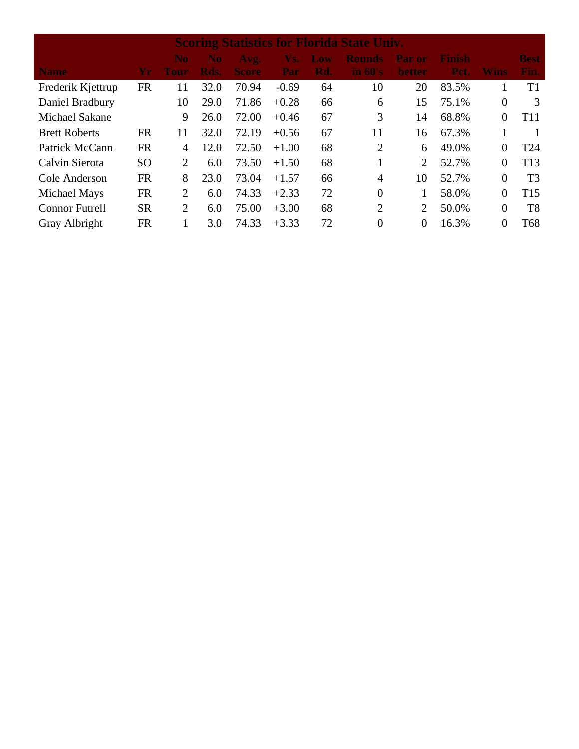# Scoring Statistics for Florida State Univ.

| Name | Yr | No Tour | No Rds. | Avg. Score | Vs. Par | Low Rd. | Rounds in 60's | Par or better | Finish Pct. | Wins | Best Fin. |
|---|---|---|---|---|---|---|---|---|---|---|---|
| Frederik Kjettrup | FR | 11 | 32.0 | 70.94 | -0.69 | 64 | 10 | 20 | 83.5% | 1 | T1 |
| Daniel Bradbury | | 10 | 29.0 | 71.86 | +0.28 | 66 | 6 | 15 | 75.1% | 0 | 3 |
| Michael Sakane | | 9 | 26.0 | 72.00 | +0.46 | 67 | 3 | 14 | 68.8% | 0 | T11 |
| Brett Roberts | FR | 11 | 32.0 | 72.19 | +0.56 | 67 | 11 | 16 | 67.3% | 1 | 1 |
| Patrick McCann | FR | 4 | 12.0 | 72.50 | +1.00 | 68 | 2 | 6 | 49.0% | 0 | T24 |
| Calvin Sierota | SO | 2 | 6.0 | 73.50 | +1.50 | 68 | 1 | 2 | 52.7% | 0 | T13 |
| Cole Anderson | FR | 8 | 23.0 | 73.04 | +1.57 | 66 | 4 | 10 | 52.7% | 0 | T3 |
| Michael Mays | FR | 2 | 6.0 | 74.33 | +2.33 | 72 | 0 | 1 | 58.0% | 0 | T15 |
| Connor Futrell | SR | 2 | 6.0 | 75.00 | +3.00 | 68 | 2 | 2 | 50.0% | 0 | T8 |
| Gray Albright | FR | 1 | 3.0 | 74.33 | +3.33 | 72 | 0 | 0 | 16.3% | 0 | T68 |